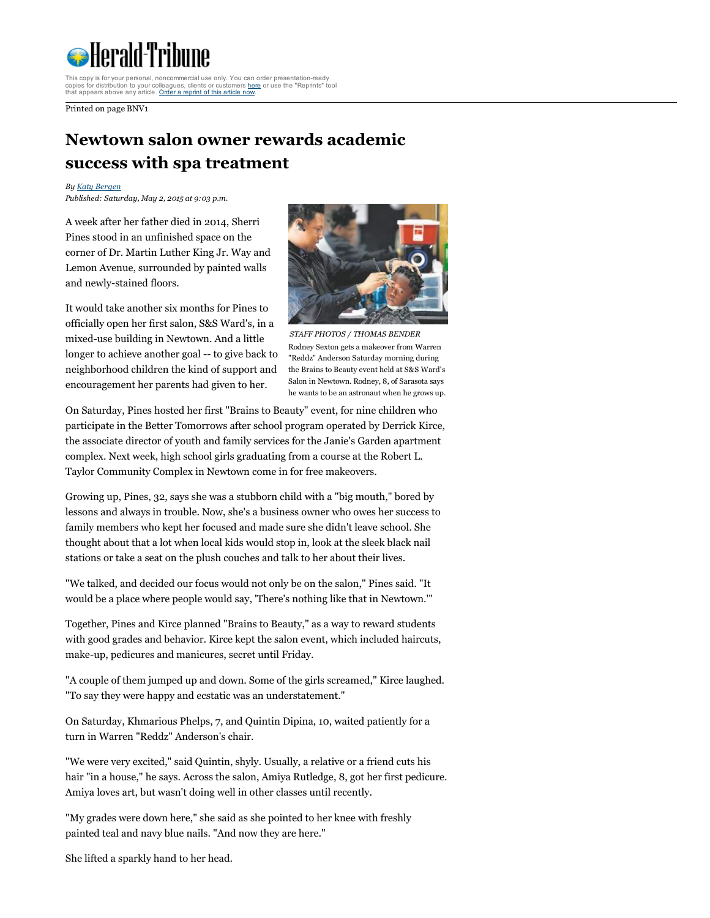Herald-Tribune

This copy is for your personal, noncommercial use only. You can order presentation-ready copies for distribution to your colleagues, clients or customers here or use the "Reprints" tool that appears above any article. Order a reprint of this article now.

Printed on page BNV1

# Newtown salon owner rewards academic success with spa treatment

*By Katy Bergen*
*Published: Saturday, May 2, 2015 at 9:03 p.m.*

A week after her father died in 2014, Sherri Pines stood in an unfinished space on the corner of Dr. Martin Luther King Jr. Way and Lemon Avenue, surrounded by painted walls and newly-stained floors.

It would take another six months for Pines to officially open her first salon, S&S Ward's, in a mixed-use building in Newtown. And a little longer to achieve another goal -- to give back to neighborhood children the kind of support and encouragement her parents had given to her.

*STAFF PHOTOS / THOMAS BENDER*
Rodney Sexton gets a makeover from Warren "Reddz" Anderson Saturday morning during the Brains to Beauty event held at S&S Ward's Salon in Newtown. Rodney, 8, of Sarasota says he wants to be an astronaut when he grows up.

On Saturday, Pines hosted her first "Brains to Beauty" event, for nine children who participate in the Better Tomorrows after school program operated by Derrick Kirce, the associate director of youth and family services for the Janie's Garden apartment complex. Next week, high school girls graduating from a course at the Robert L. Taylor Community Complex in Newtown come in for free makeovers.

Growing up, Pines, 32, says she was a stubborn child with a "big mouth," bored by lessons and always in trouble. Now, she's a business owner who owes her success to family members who kept her focused and made sure she didn't leave school. She thought about that a lot when local kids would stop in, look at the sleek black nail stations or take a seat on the plush couches and talk to her about their lives.

"We talked, and decided our focus would not only be on the salon," Pines said. "It would be a place where people would say, 'There's nothing like that in Newtown.'"

Together, Pines and Kirce planned "Brains to Beauty," as a way to reward students with good grades and behavior. Kirce kept the salon event, which included haircuts, make-up, pedicures and manicures, secret until Friday.

"A couple of them jumped up and down. Some of the girls screamed," Kirce laughed. "To say they were happy and ecstatic was an understatement."

On Saturday, Khmarious Phelps, 7, and Quintin Dipina, 10, waited patiently for a turn in Warren "Reddz" Anderson's chair.

"We were very excited," said Quintin, shyly. Usually, a relative or a friend cuts his hair "in a house," he says. Across the salon, Amiya Rutledge, 8, got her first pedicure. Amiya loves art, but wasn't doing well in other classes until recently.

"My grades were down here," she said as she pointed to her knee with freshly painted teal and navy blue nails. "And now they are here."

She lifted a sparkly hand to her head.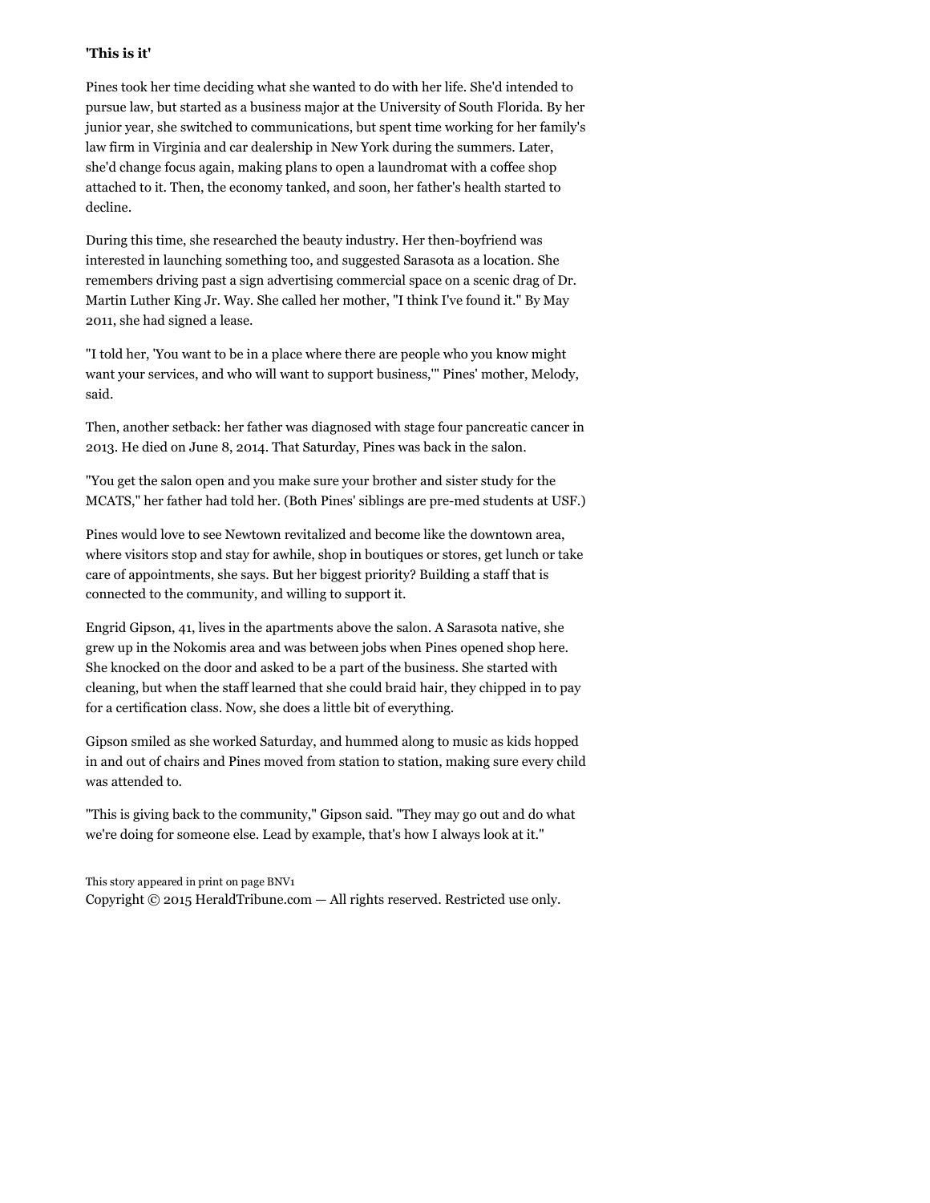**'This is it'**

Pines took her time deciding what she wanted to do with her life. She'd intended to pursue law, but started as a business major at the University of South Florida. By her junior year, she switched to communications, but spent time working for her family's law firm in Virginia and car dealership in New York during the summers. Later, she'd change focus again, making plans to open a laundromat with a coffee shop attached to it. Then, the economy tanked, and soon, her father's health started to decline.

During this time, she researched the beauty industry. Her then-boyfriend was interested in launching something too, and suggested Sarasota as a location. She remembers driving past a sign advertising commercial space on a scenic drag of Dr. Martin Luther King Jr. Way. She called her mother, "I think I've found it." By May 2011, she had signed a lease.

"I told her, 'You want to be in a place where there are people who you know might want your services, and who will want to support business,'" Pines' mother, Melody, said.

Then, another setback: her father was diagnosed with stage four pancreatic cancer in 2013. He died on June 8, 2014. That Saturday, Pines was back in the salon.

"You get the salon open and you make sure your brother and sister study for the MCATS," her father had told her. (Both Pines' siblings are pre-med students at USF.)

Pines would love to see Newtown revitalized and become like the downtown area, where visitors stop and stay for awhile, shop in boutiques or stores, get lunch or take care of appointments, she says. But her biggest priority? Building a staff that is connected to the community, and willing to support it.

Engrid Gipson, 41, lives in the apartments above the salon. A Sarasota native, she grew up in the Nokomis area and was between jobs when Pines opened shop here. She knocked on the door and asked to be a part of the business. She started with cleaning, but when the staff learned that she could braid hair, they chipped in to pay for a certification class. Now, she does a little bit of everything.

Gipson smiled as she worked Saturday, and hummed along to music as kids hopped in and out of chairs and Pines moved from station to station, making sure every child was attended to.

"This is giving back to the community," Gipson said. "They may go out and do what we're doing for someone else. Lead by example, that's how I always look at it."

This story appeared in print on page BNV1

Copyright © 2015 HeraldTribune.com — All rights reserved. Restricted use only.